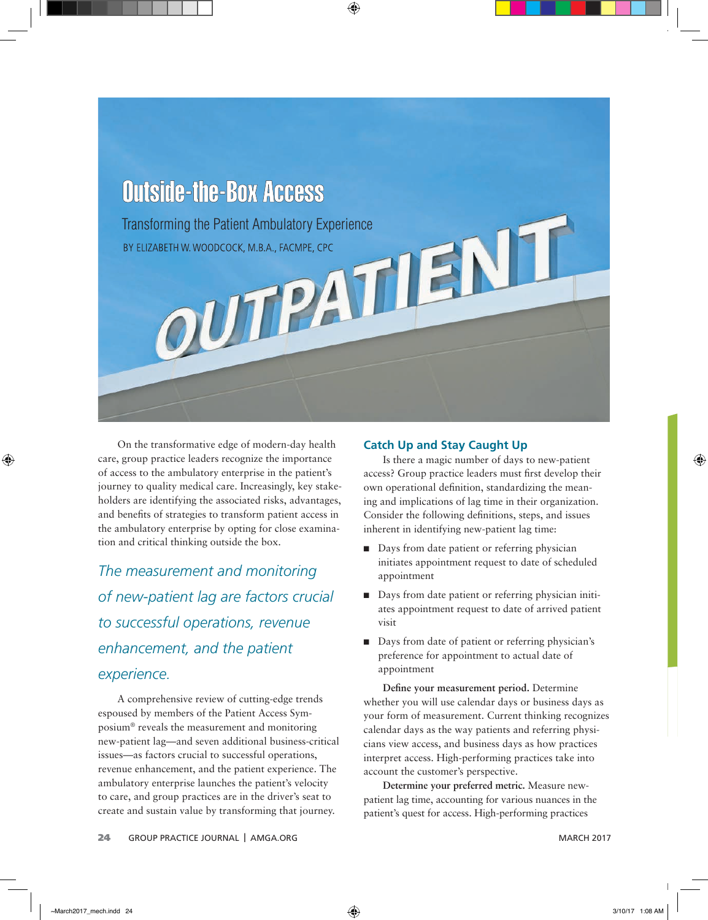# Outside-the-Box Access

## Transforming the Patient Ambulatory Experience

BY ELIZABETH W. WOODCOCK, M.B.A., FACMPE, CPC

On the transformative edge of modern-day health care, group practice leaders recognize the importance of access to the ambulatory enterprise in the patient's journey to quality medical care. Increasingly, key stakeholders are identifying the associated risks, advantages, and benefits of strategies to transform patient access in the ambulatory enterprise by opting for close examination and critical thinking outside the box.

*The measurement and monitoring of new-patient lag are factors crucial to successful operations, revenue enhancement, and the patient experience.*

A comprehensive review of cutting-edge trends espoused by members of the Patient Access Symposium® reveals the measurement and monitoring new-patient lag—and seven additional business-critical issues—as factors crucial to successful operations, revenue enhancement, and the patient experience. The ambulatory enterprise launches the patient's velocity to care, and group practices are in the driver's seat to create and sustain value by transforming that journey.

### Catch Up and Stay Caught Up

Is there a magic number of days to new-patient access? Group practice leaders must first develop their own operational definition, standardizing the meaning and implications of lag time in their organization. Consider the following definitions, steps, and issues inherent in identifying new-patient lag time:

- Days from date patient or referring physician initiates appointment request to date of scheduled appointment
- Days from date patient or referring physician initiates appointment request to date of arrived patient visit
- Days from date of patient or referring physician's preference for appointment to actual date of appointment

**Define your measurement period.** Determine whether you will use calendar days or business days as your form of measurement. Current thinking recognizes calendar days as the way patients and referring physicians view access, and business days as how practices interpret access. High-performing practices take into account the customer's perspective.

**Determine your preferred metric.** Measure new-patient lag time, accounting for various nuances in the patient's quest for access. High-performing practices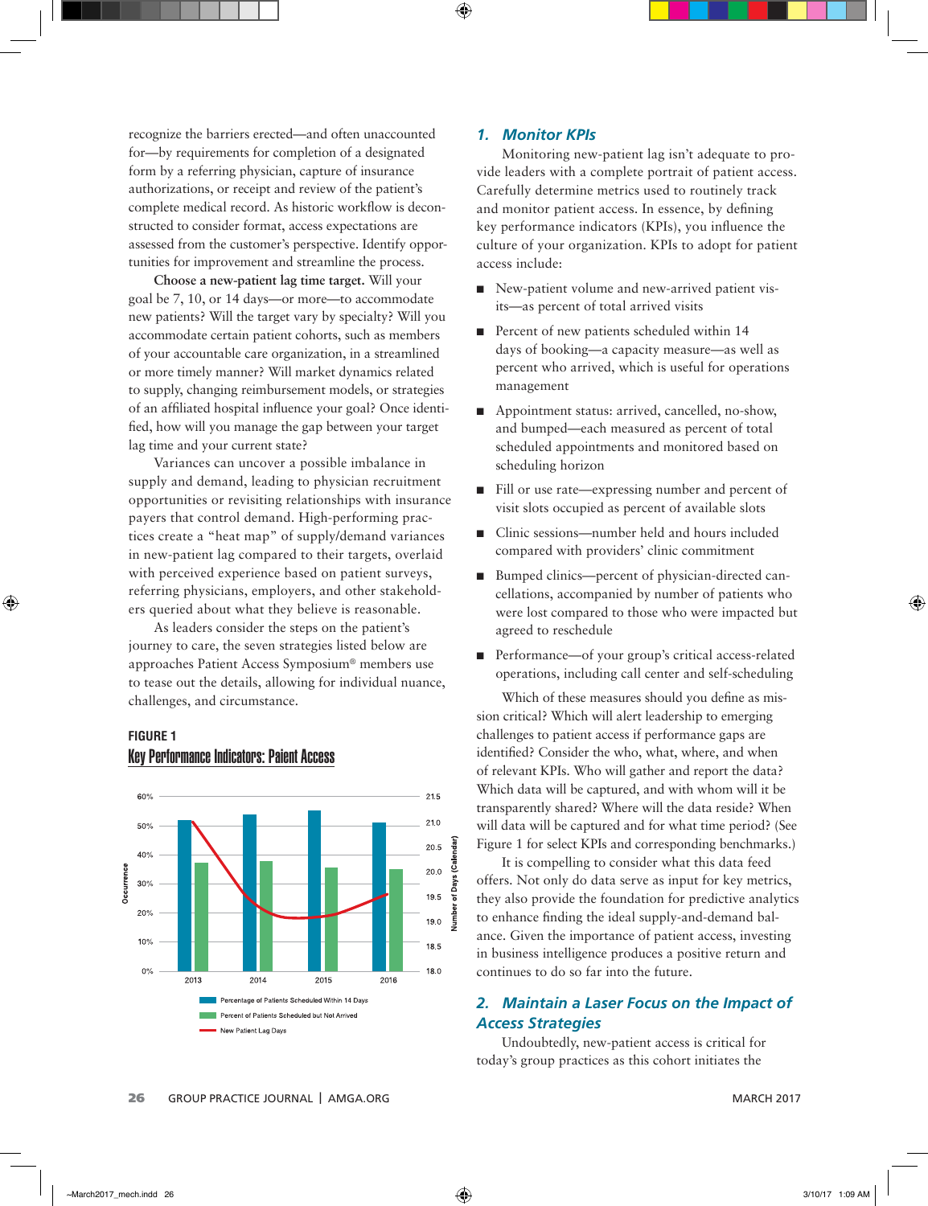recognize the barriers erected—and often unaccounted for—by requirements for completion of a designated form by a referring physician, capture of insurance authorizations, or receipt and review of the patient's complete medical record. As historic workflow is deconstructed to consider format, access expectations are assessed from the customer's perspective. Identify opportunities for improvement and streamline the process.

**Choose a new-patient lag time target.** Will your goal be 7, 10, or 14 days—or more—to accommodate new patients? Will the target vary by specialty? Will you accommodate certain patient cohorts, such as members of your accountable care organization, in a streamlined or more timely manner? Will market dynamics related to supply, changing reimbursement models, or strategies of an affiliated hospital influence your goal? Once identified, how will you manage the gap between your target lag time and your current state?

Variances can uncover a possible imbalance in supply and demand, leading to physician recruitment opportunities or revisiting relationships with insurance payers that control demand. High-performing practices create a "heat map" of supply/demand variances in new-patient lag compared to their targets, overlaid with perceived experience based on patient surveys, referring physicians, employers, and other stakeholders queried about what they believe is reasonable.

As leaders consider the steps on the patient's journey to care, the seven strategies listed below are approaches Patient Access Symposium® members use to tease out the details, allowing for individual nuance, challenges, and circumstance.

**FIGURE 1**

**Key Performance Indicators: Paient Access**

| Year | Percentage of Patients Scheduled Within 14 Days | Percent of Patients Scheduled but Not Arrived | New Patient Lag Days |
|---|---|---|---|
| 2013 | ~52% | ~37% | ~21.0 |
| 2014 | ~54% | ~38% | ~19.5 |
| 2015 | ~55% | ~36% | ~19.0 |
| 2016 | ~51% | ~35% | ~19.6 |

Occurrence (0%–60%); Number of Days (Calendar) (18.0–21.5)

## 1. Monitor KPIs

Monitoring new-patient lag isn't adequate to provide leaders with a complete portrait of patient access. Carefully determine metrics used to routinely track and monitor patient access. In essence, by defining key performance indicators (KPIs), you influence the culture of your organization. KPIs to adopt for patient access include:

- New-patient volume and new-arrived patient visits—as percent of total arrived visits
- Percent of new patients scheduled within 14 days of booking—a capacity measure—as well as percent who arrived, which is useful for operations management
- Appointment status: arrived, cancelled, no-show, and bumped—each measured as percent of total scheduled appointments and monitored based on scheduling horizon
- Fill or use rate—expressing number and percent of visit slots occupied as percent of available slots
- Clinic sessions—number held and hours included compared with providers' clinic commitment
- Bumped clinics—percent of physician-directed cancellations, accompanied by number of patients who were lost compared to those who were impacted but agreed to reschedule
- Performance—of your group's critical access-related operations, including call center and self-scheduling

Which of these measures should you define as mission critical? Which will alert leadership to emerging challenges to patient access if performance gaps are identified? Consider the who, what, where, and when of relevant KPIs. Who will gather and report the data? Which data will be captured, and with whom will it be transparently shared? Where will the data reside? When will data will be captured and for what time period? (See Figure 1 for select KPIs and corresponding benchmarks.)

It is compelling to consider what this data feed offers. Not only do data serve as input for key metrics, they also provide the foundation for predictive analytics to enhance finding the ideal supply-and-demand balance. Given the importance of patient access, investing in business intelligence produces a positive return and continues to do so far into the future.

## 2. Maintain a Laser Focus on the Impact of Access Strategies

Undoubtedly, new-patient access is critical for today's group practices as this cohort initiates the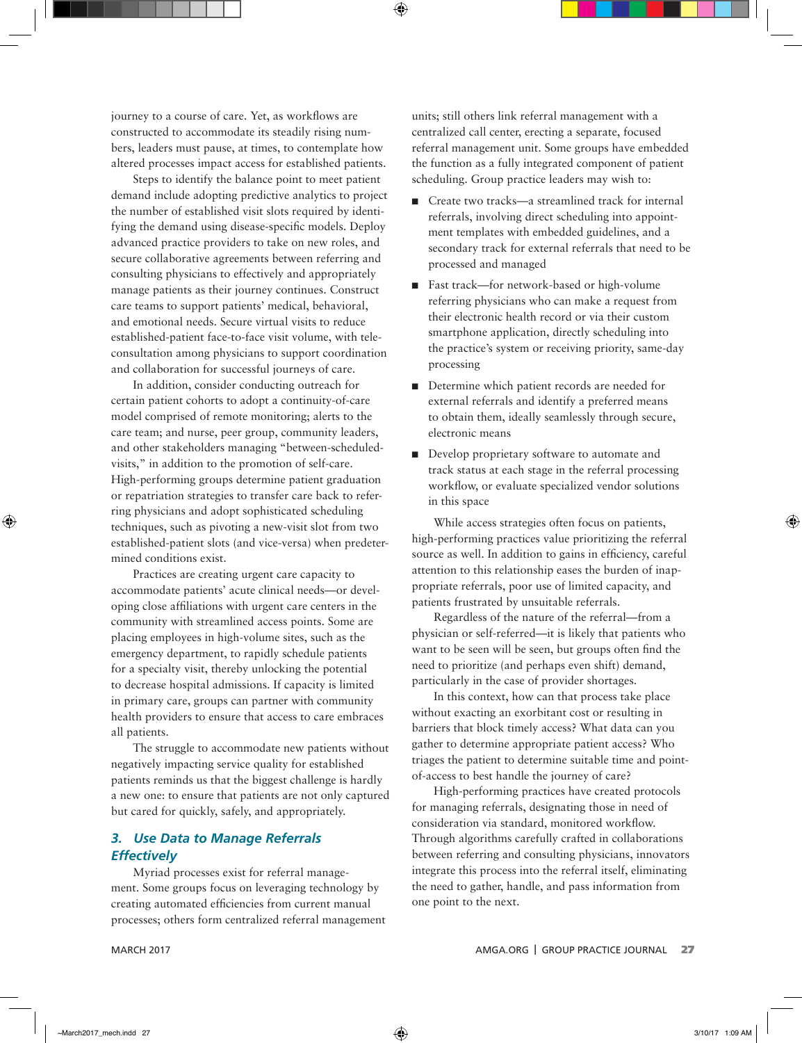journey to a course of care. Yet, as workflows are constructed to accommodate its steadily rising numbers, leaders must pause, at times, to contemplate how altered processes impact access for established patients.

Steps to identify the balance point to meet patient demand include adopting predictive analytics to project the number of established visit slots required by identifying the demand using disease-specific models. Deploy advanced practice providers to take on new roles, and secure collaborative agreements between referring and consulting physicians to effectively and appropriately manage patients as their journey continues. Construct care teams to support patients' medical, behavioral, and emotional needs. Secure virtual visits to reduce established-patient face-to-face visit volume, with teleconsultation among physicians to support coordination and collaboration for successful journeys of care.

In addition, consider conducting outreach for certain patient cohorts to adopt a continuity-of-care model comprised of remote monitoring; alerts to the care team; and nurse, peer group, community leaders, and other stakeholders managing "between-scheduled-visits," in addition to the promotion of self-care. High-performing groups determine patient graduation or repatriation strategies to transfer care back to referring physicians and adopt sophisticated scheduling techniques, such as pivoting a new-visit slot from two established-patient slots (and vice-versa) when predetermined conditions exist.

Practices are creating urgent care capacity to accommodate patients' acute clinical needs—or developing close affiliations with urgent care centers in the community with streamlined access points. Some are placing employees in high-volume sites, such as the emergency department, to rapidly schedule patients for a specialty visit, thereby unlocking the potential to decrease hospital admissions. If capacity is limited in primary care, groups can partner with community health providers to ensure that access to care embraces all patients.

The struggle to accommodate new patients without negatively impacting service quality for established patients reminds us that the biggest challenge is hardly a new one: to ensure that patients are not only captured but cared for quickly, safely, and appropriately.

### 3. Use Data to Manage Referrals Effectively

Myriad processes exist for referral management. Some groups focus on leveraging technology by creating automated efficiencies from current manual processes; others form centralized referral management units; still others link referral management with a centralized call center, erecting a separate, focused referral management unit. Some groups have embedded the function as a fully integrated component of patient scheduling. Group practice leaders may wish to:

- Create two tracks—a streamlined track for internal referrals, involving direct scheduling into appointment templates with embedded guidelines, and a secondary track for external referrals that need to be processed and managed
- Fast track—for network-based or high-volume referring physicians who can make a request from their electronic health record or via their custom smartphone application, directly scheduling into the practice's system or receiving priority, same-day processing
- Determine which patient records are needed for external referrals and identify a preferred means to obtain them, ideally seamlessly through secure, electronic means
- Develop proprietary software to automate and track status at each stage in the referral processing workflow, or evaluate specialized vendor solutions in this space

While access strategies often focus on patients, high-performing practices value prioritizing the referral source as well. In addition to gains in efficiency, careful attention to this relationship eases the burden of inappropriate referrals, poor use of limited capacity, and patients frustrated by unsuitable referrals.

Regardless of the nature of the referral—from a physician or self-referred—it is likely that patients who want to be seen will be seen, but groups often find the need to prioritize (and perhaps even shift) demand, particularly in the case of provider shortages.

In this context, how can that process take place without exacting an exorbitant cost or resulting in barriers that block timely access? What data can you gather to determine appropriate patient access? Who triages the patient to determine suitable time and point-of-access to best handle the journey of care?

High-performing practices have created protocols for managing referrals, designating those in need of consideration via standard, monitored workflow. Through algorithms carefully crafted in collaborations between referring and consulting physicians, innovators integrate this process into the referral itself, eliminating the need to gather, handle, and pass information from one point to the next.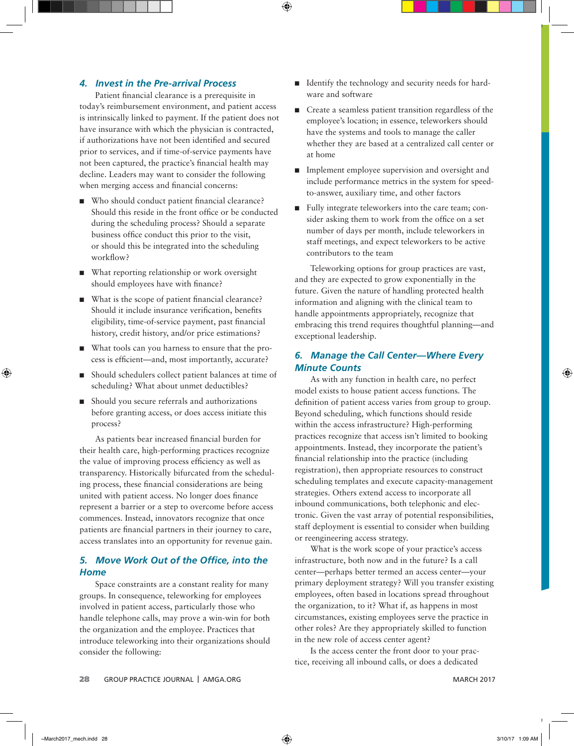## 4. *Invest in the Pre-arrival Process*

Patient financial clearance is a prerequisite in today's reimbursement environment, and patient access is intrinsically linked to payment. If the patient does not have insurance with which the physician is contracted, if authorizations have not been identified and secured prior to services, and if time-of-service payments have not been captured, the practice's financial health may decline. Leaders may want to consider the following when merging access and financial concerns:

- Who should conduct patient financial clearance? Should this reside in the front office or be conducted during the scheduling process? Should a separate business office conduct this prior to the visit, or should this be integrated into the scheduling workflow?
- What reporting relationship or work oversight should employees have with finance?
- What is the scope of patient financial clearance? Should it include insurance verification, benefits eligibility, time-of-service payment, past financial history, credit history, and/or price estimations?
- What tools can you harness to ensure that the process is efficient—and, most importantly, accurate?
- Should schedulers collect patient balances at time of scheduling? What about unmet deductibles?
- Should you secure referrals and authorizations before granting access, or does access initiate this process?

As patients bear increased financial burden for their health care, high-performing practices recognize the value of improving process efficiency as well as transparency. Historically bifurcated from the scheduling process, these financial considerations are being united with patient access. No longer does finance represent a barrier or a step to overcome before access commences. Instead, innovators recognize that once patients are financial partners in their journey to care, access translates into an opportunity for revenue gain.

## 5. *Move Work Out of the Office, into the Home*

Space constraints are a constant reality for many groups. In consequence, teleworking for employees involved in patient access, particularly those who handle telephone calls, may prove a win-win for both the organization and the employee. Practices that introduce teleworking into their organizations should consider the following:

- Identify the technology and security needs for hardware and software
- Create a seamless patient transition regardless of the employee's location; in essence, teleworkers should have the systems and tools to manage the caller whether they are based at a centralized call center or at home
- Implement employee supervision and oversight and include performance metrics in the system for speed-to-answer, auxiliary time, and other factors
- Fully integrate teleworkers into the care team; consider asking them to work from the office on a set number of days per month, include teleworkers in staff meetings, and expect teleworkers to be active contributors to the team

Teleworking options for group practices are vast, and they are expected to grow exponentially in the future. Given the nature of handling protected health information and aligning with the clinical team to handle appointments appropriately, recognize that embracing this trend requires thoughtful planning—and exceptional leadership.

## 6. *Manage the Call Center—Where Every Minute Counts*

As with any function in health care, no perfect model exists to house patient access functions. The definition of patient access varies from group to group. Beyond scheduling, which functions should reside within the access infrastructure? High-performing practices recognize that access isn't limited to booking appointments. Instead, they incorporate the patient's financial relationship into the practice (including registration), then appropriate resources to construct scheduling templates and execute capacity-management strategies. Others extend access to incorporate all inbound communications, both telephonic and electronic. Given the vast array of potential responsibilities, staff deployment is essential to consider when building or reengineering access strategy.

What is the work scope of your practice's access infrastructure, both now and in the future? Is a call center—perhaps better termed an access center—your primary deployment strategy? Will you transfer existing employees, often based in locations spread throughout the organization, to it? What if, as happens in most circumstances, existing employees serve the practice in other roles? Are they appropriately skilled to function in the new role of access center agent?

Is the access center the front door to your practice, receiving all inbound calls, or does a dedicated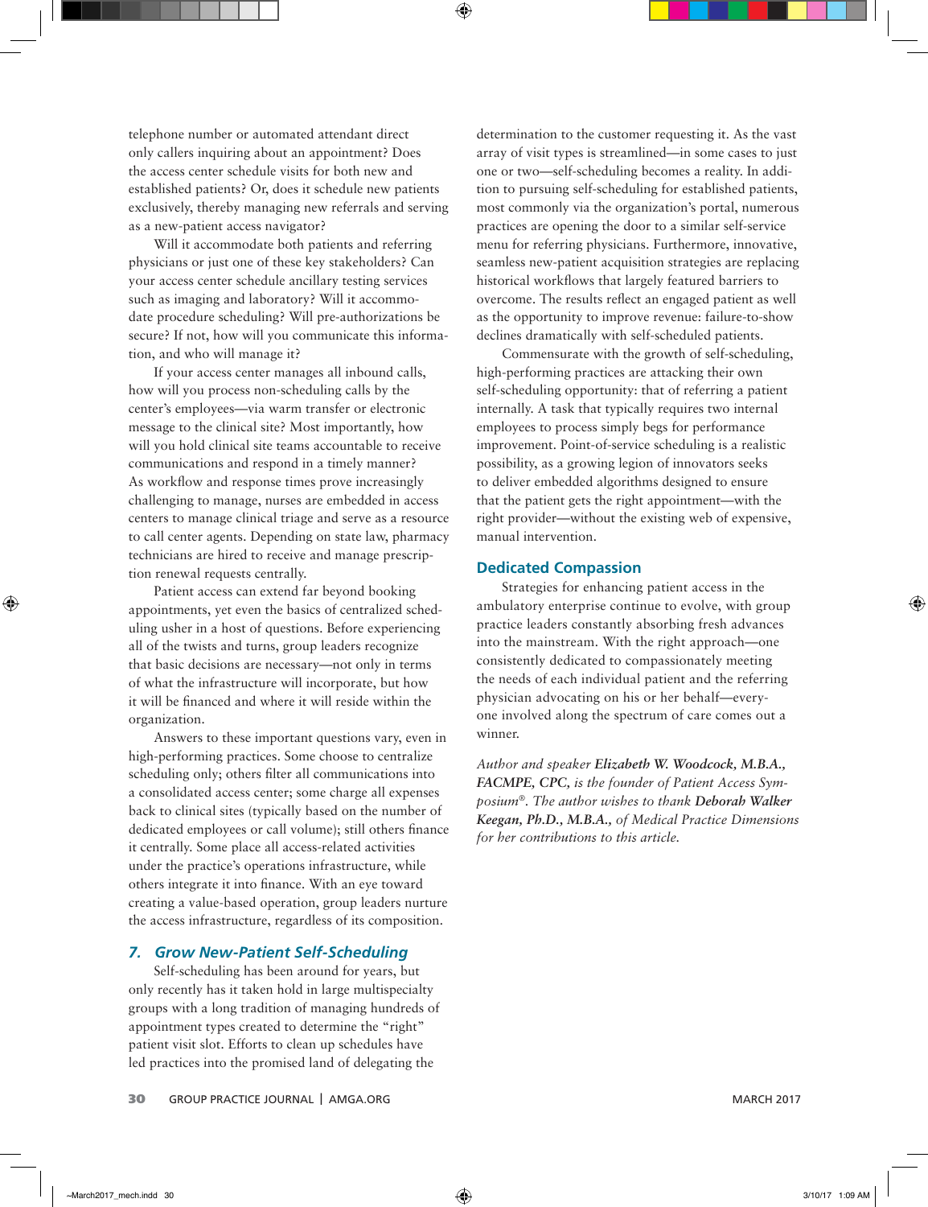telephone number or automated attendant direct only callers inquiring about an appointment? Does the access center schedule visits for both new and established patients? Or, does it schedule new patients exclusively, thereby managing new referrals and serving as a new-patient access navigator?

Will it accommodate both patients and referring physicians or just one of these key stakeholders? Can your access center schedule ancillary testing services such as imaging and laboratory? Will it accommodate procedure scheduling? Will pre-authorizations be secure? If not, how will you communicate this information, and who will manage it?

If your access center manages all inbound calls, how will you process non-scheduling calls by the center's employees—via warm transfer or electronic message to the clinical site? Most importantly, how will you hold clinical site teams accountable to receive communications and respond in a timely manner? As workflow and response times prove increasingly challenging to manage, nurses are embedded in access centers to manage clinical triage and serve as a resource to call center agents. Depending on state law, pharmacy technicians are hired to receive and manage prescription renewal requests centrally.

Patient access can extend far beyond booking appointments, yet even the basics of centralized scheduling usher in a host of questions. Before experiencing all of the twists and turns, group leaders recognize that basic decisions are necessary—not only in terms of what the infrastructure will incorporate, but how it will be financed and where it will reside within the organization.

Answers to these important questions vary, even in high-performing practices. Some choose to centralize scheduling only; others filter all communications into a consolidated access center; some charge all expenses back to clinical sites (typically based on the number of dedicated employees or call volume); still others finance it centrally. Some place all access-related activities under the practice's operations infrastructure, while others integrate it into finance. With an eye toward creating a value-based operation, group leaders nurture the access infrastructure, regardless of its composition.

### *7. Grow New-Patient Self-Scheduling*

Self-scheduling has been around for years, but only recently has it taken hold in large multispecialty groups with a long tradition of managing hundreds of appointment types created to determine the "right" patient visit slot. Efforts to clean up schedules have led practices into the promised land of delegating the determination to the customer requesting it. As the vast array of visit types is streamlined—in some cases to just one or two—self-scheduling becomes a reality. In addition to pursuing self-scheduling for established patients, most commonly via the organization's portal, numerous practices are opening the door to a similar self-service menu for referring physicians. Furthermore, innovative, seamless new-patient acquisition strategies are replacing historical workflows that largely featured barriers to overcome. The results reflect an engaged patient as well as the opportunity to improve revenue: failure-to-show declines dramatically with self-scheduled patients.

Commensurate with the growth of self-scheduling, high-performing practices are attacking their own self-scheduling opportunity: that of referring a patient internally. A task that typically requires two internal employees to process simply begs for performance improvement. Point-of-service scheduling is a realistic possibility, as a growing legion of innovators seeks to deliver embedded algorithms designed to ensure that the patient gets the right appointment—with the right provider—without the existing web of expensive, manual intervention.

## Dedicated Compassion

Strategies for enhancing patient access in the ambulatory enterprise continue to evolve, with group practice leaders constantly absorbing fresh advances into the mainstream. With the right approach—one consistently dedicated to compassionately meeting the needs of each individual patient and the referring physician advocating on his or her behalf—everyone involved along the spectrum of care comes out a winner.

*Author and speaker* ***Elizabeth W. Woodcock, M.B.A., FACMPE, CPC,*** *is the founder of Patient Access Symposium®. The author wishes to thank* ***Deborah Walker Keegan, Ph.D., M.B.A.,*** *of Medical Practice Dimensions for her contributions to this article.*